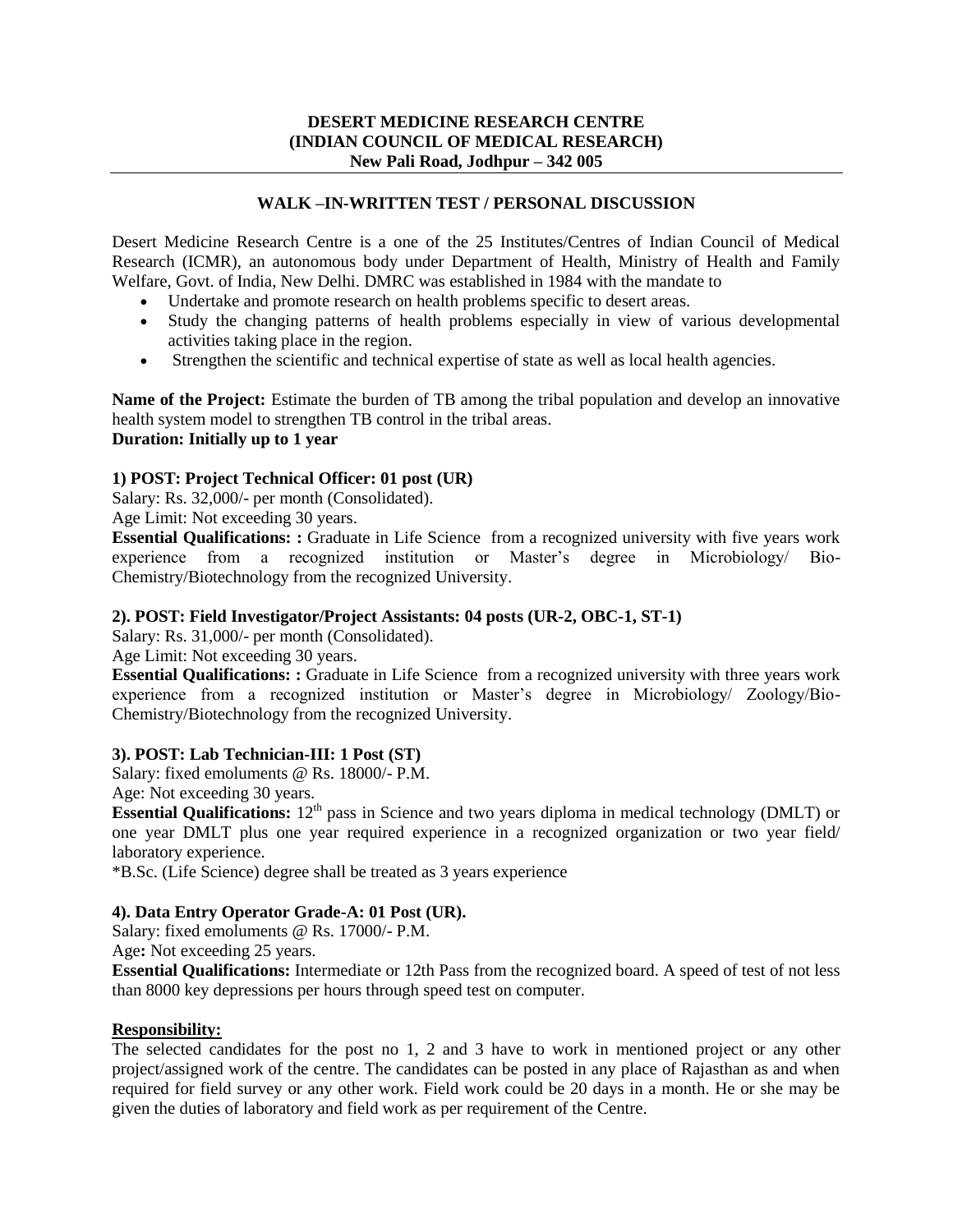**DESERT MEDICINE RESEARCH CENTRE**
**(INDIAN COUNCIL OF MEDICAL RESEARCH)**
**New Pali Road, Jodhpur – 342 005**

---

## WALK –IN-WRITTEN TEST / PERSONAL DISCUSSION

Desert Medicine Research Centre is a one of the 25 Institutes/Centres of Indian Council of Medical Research (ICMR), an autonomous body under Department of Health, Ministry of Health and Family Welfare, Govt. of India, New Delhi. DMRC was established in 1984 with the mandate to

- Undertake and promote research on health problems specific to desert areas.
- Study the changing patterns of health problems especially in view of various developmental activities taking place in the region.
- Strengthen the scientific and technical expertise of state as well as local health agencies.

**Name of the Project:** Estimate the burden of TB among the tribal population and develop an innovative health system model to strengthen TB control in the tribal areas.
**Duration: Initially up to 1 year**

**1) POST: Project Technical Officer: 01 post (UR)**
Salary: Rs. 32,000/- per month (Consolidated).
Age Limit: Not exceeding 30 years.
**Essential Qualifications: :** Graduate in Life Science from a recognized university with five years work experience from a recognized institution or Master's degree in Microbiology/ Bio-Chemistry/Biotechnology from the recognized University.

**2). POST: Field Investigator/Project Assistants: 04 posts (UR-2, OBC-1, ST-1)**
Salary: Rs. 31,000/- per month (Consolidated).
Age Limit: Not exceeding 30 years.
**Essential Qualifications: :** Graduate in Life Science from a recognized university with three years work experience from a recognized institution or Master's degree in Microbiology/ Zoology/Bio-Chemistry/Biotechnology from the recognized University.

**3). POST: Lab Technician-III: 1 Post (ST)**
Salary: fixed emoluments @ Rs. 18000/- P.M.
Age: Not exceeding 30 years.
**Essential Qualifications:** 12th pass in Science and two years diploma in medical technology (DMLT) or one year DMLT plus one year required experience in a recognized organization or two year field/ laboratory experience.
*B.Sc. (Life Science) degree shall be treated as 3 years experience

**4). Data Entry Operator Grade-A: 01 Post (UR).**
Salary: fixed emoluments @ Rs. 17000/- P.M.
Age**:** Not exceeding 25 years.
**Essential Qualifications:** Intermediate or 12th Pass from the recognized board. A speed of test of not less than 8000 key depressions per hours through speed test on computer.

**Responsibility:**
The selected candidates for the post no 1, 2 and 3 have to work in mentioned project or any other project/assigned work of the centre. The candidates can be posted in any place of Rajasthan as and when required for field survey or any other work. Field work could be 20 days in a month. He or she may be given the duties of laboratory and field work as per requirement of the Centre.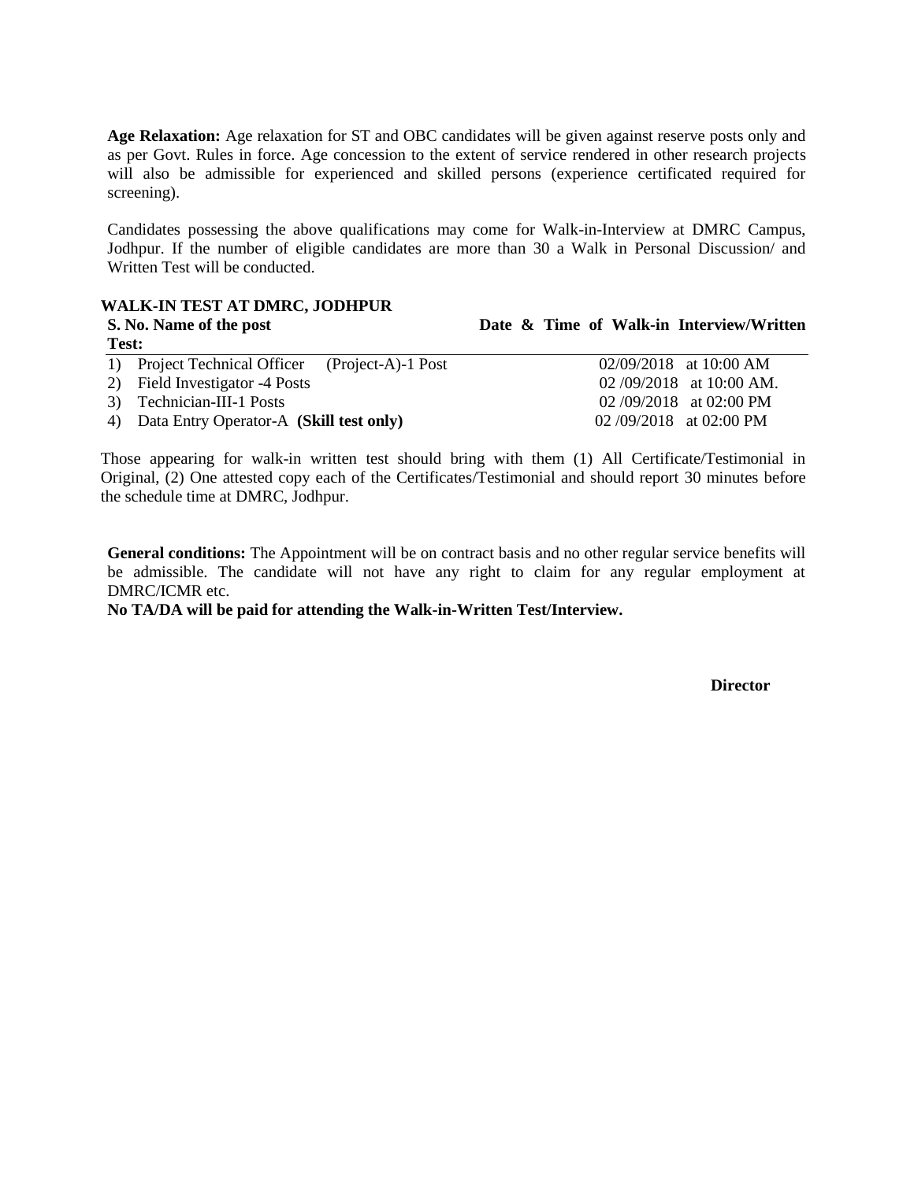**Age Relaxation:** Age relaxation for ST and OBC candidates will be given against reserve posts only and as per Govt. Rules in force. Age concession to the extent of service rendered in other research projects will also be admissible for experienced and skilled persons (experience certificated required for screening).

Candidates possessing the above qualifications may come for Walk-in-Interview at DMRC Campus, Jodhpur. If the number of eligible candidates are more than 30 a Walk in Personal Discussion/ and Written Test will be conducted.

**WALK-IN TEST AT DMRC, JODHPUR**

| S. No. Name of the post | Date & Time of Walk-in Interview/Written Test: |
|---|---|
| 1) Project Technical Officer (Project-A)-1 Post | 02/09/2018 at 10:00 AM |
| 2) Field Investigator -4 Posts | 02 /09/2018 at 10:00 AM. |
| 3) Technician-III-1 Posts | 02 /09/2018 at 02:00 PM |
| 4) Data Entry Operator-A **(Skill test only)** | 02 /09/2018 at 02:00 PM |

Those appearing for walk-in written test should bring with them (1) All Certificate/Testimonial in Original, (2) One attested copy each of the Certificates/Testimonial and should report 30 minutes before the schedule time at DMRC, Jodhpur.

**General conditions:** The Appointment will be on contract basis and no other regular service benefits will be admissible. The candidate will not have any right to claim for any regular employment at DMRC/ICMR etc.

**No TA/DA will be paid for attending the Walk-in-Written Test/Interview.**

**Director**